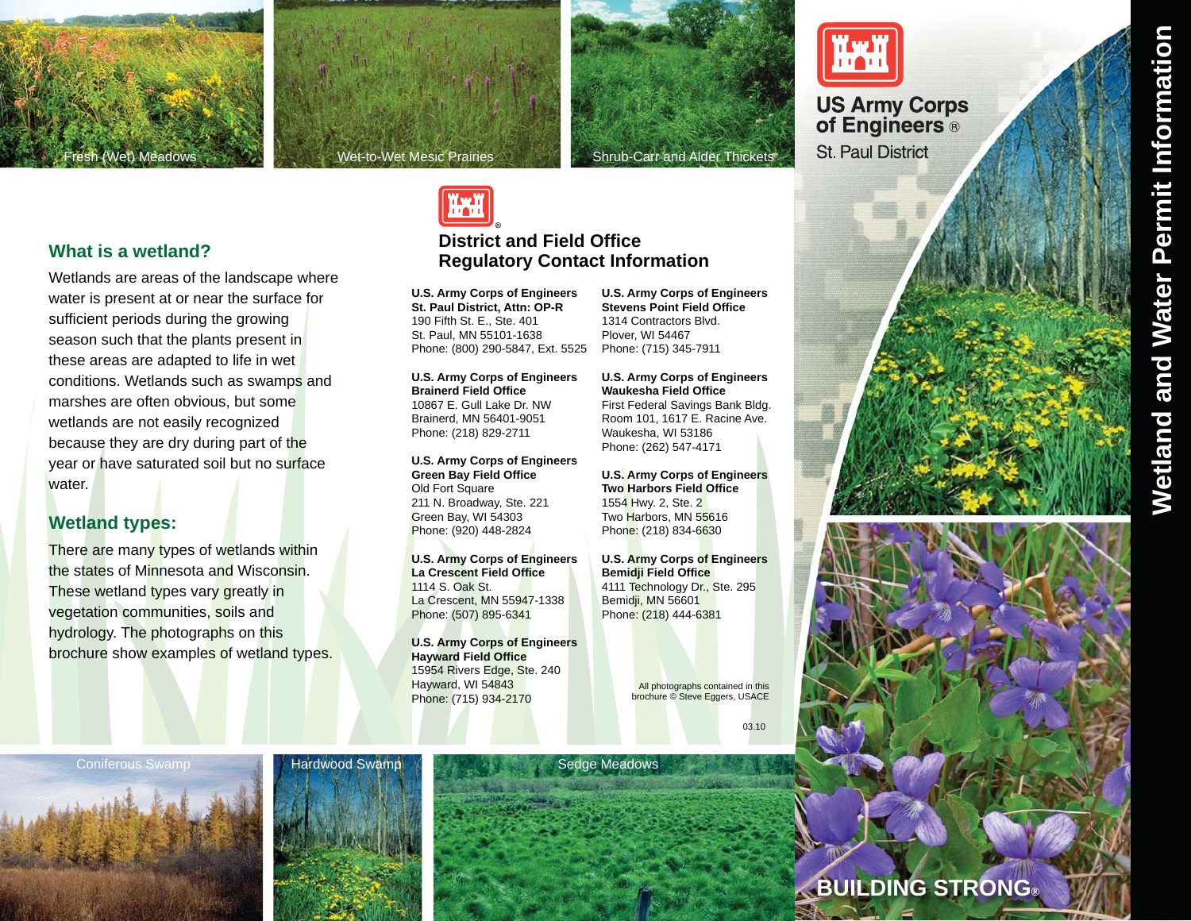Fresh (Wet) Meadows

Wet-to-Wet Mesic Prairies

Shrub-Carr and Alder Thickets

US Army Corps of Engineers®
St. Paul District

# Wetland and Water Permit Information

## What is a wetland?

Wetlands are areas of the landscape where water is present at or near the surface for sufficient periods during the growing season such that the plants present in these areas are adapted to life in wet conditions. Wetlands such as swamps and marshes are often obvious, but some wetlands are not easily recognized because they are dry during part of the year or have saturated soil but no surface water.

## Wetland types:

There are many types of wetlands within the states of Minnesota and Wisconsin. These wetland types vary greatly in vegetation communities, soils and hydrology. The photographs on this brochure show examples of wetland types.

## District and Field Office Regulatory Contact Information

**U.S. Army Corps of Engineers**
**St. Paul District, Attn: OP-R**
190 Fifth St. E., Ste. 401
St. Paul, MN 55101-1638
Phone: (800) 290-5847, Ext. 5525

**U.S. Army Corps of Engineers**
**Brainerd Field Office**
10867 E. Gull Lake Dr. NW
Brainerd, MN 56401-9051
Phone: (218) 829-2711

**U.S. Army Corps of Engineers**
**Green Bay Field Office**
Old Fort Square
211 N. Broadway, Ste. 221
Green Bay, WI 54303
Phone: (920) 448-2824

**U.S. Army Corps of Engineers**
**La Crescent Field Office**
1114 S. Oak St.
La Crescent, MN 55947-1338
Phone: (507) 895-6341

**U.S. Army Corps of Engineers**
**Hayward Field Office**
15954 Rivers Edge, Ste. 240
Hayward, WI 54843
Phone: (715) 934-2170

**U.S. Army Corps of Engineers**
**Stevens Point Field Office**
1314 Contractors Blvd.
Plover, WI 54467
Phone: (715) 345-7911

**U.S. Army Corps of Engineers**
**Waukesha Field Office**
First Federal Savings Bank Bldg.
Room 101, 1617 E. Racine Ave.
Waukesha, WI 53186
Phone: (262) 547-4171

**U.S. Army Corps of Engineers**
**Two Harbors Field Office**
1554 Hwy. 2, Ste. 2
Two Harbors, MN 55616
Phone: (218) 834-6630

**U.S. Army Corps of Engineers**
**Bemidji Field Office**
4111 Technology Dr., Ste. 295
Bemidji, MN 56601
Phone: (218) 444-6381

All photographs contained in this brochure © Steve Eggers, USACE

03.10

Coniferous Swamp

Hardwood Swamp

Sedge Meadows

BUILDING STRONG®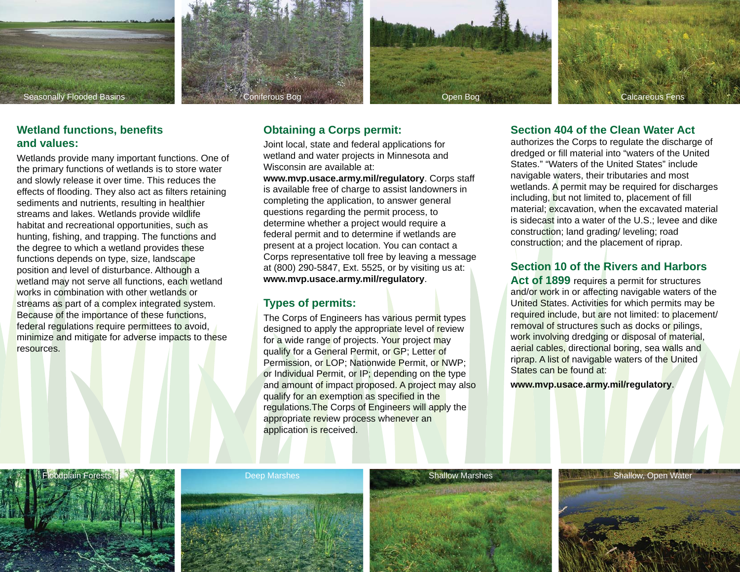Seasonally Flooded Basins

Coniferous Bog

Open Bog

Calcareous Fens

## Wetland functions, benefits and values:

Wetlands provide many important functions. One of the primary functions of wetlands is to store water and slowly release it over time. This reduces the effects of flooding. They also act as filters retaining sediments and nutrients, resulting in healthier streams and lakes. Wetlands provide wildlife habitat and recreational opportunities, such as hunting, fishing, and trapping. The functions and the degree to which a wetland provides these functions depends on type, size, landscape position and level of disturbance. Although a wetland may not serve all functions, each wetland works in combination with other wetlands or streams as part of a complex integrated system. Because of the importance of these functions, federal regulations require permittees to avoid, minimize and mitigate for adverse impacts to these resources.

## Obtaining a Corps permit:

Joint local, state and federal applications for wetland and water projects in Minnesota and Wisconsin are available at: **www.mvp.usace.army.mil/regulatory**. Corps staff is available free of charge to assist landowners in completing the application, to answer general questions regarding the permit process, to determine whether a project would require a federal permit and to determine if wetlands are present at a project location. You can contact a Corps representative toll free by leaving a message at (800) 290-5847, Ext. 5525, or by visiting us at: **www.mvp.usace.army.mil/regulatory**.

## Types of permits:

The Corps of Engineers has various permit types designed to apply the appropriate level of review for a wide range of projects. Your project may qualify for a General Permit, or GP; Letter of Permission, or LOP; Nationwide Permit, or NWP; or Individual Permit, or IP; depending on the type and amount of impact proposed. A project may also qualify for an exemption as specified in the regulations.The Corps of Engineers will apply the appropriate review process whenever an application is received.

## Section 404 of the Clean Water Act

authorizes the Corps to regulate the discharge of dredged or fill material into "waters of the United States." "Waters of the United States" include navigable waters, their tributaries and most wetlands. A permit may be required for discharges including, but not limited to, placement of fill material; excavation, when the excavated material is sidecast into a water of the U.S.; levee and dike construction; land grading/ leveling; road construction; and the placement of riprap.

## Section 10 of the Rivers and Harbors Act of 1899

requires a permit for structures and/or work in or affecting navigable waters of the United States. Activities for which permits may be required include, but are not limited: to placement/ removal of structures such as docks or pilings, work involving dredging or disposal of material, aerial cables, directional boring, sea walls and riprap. A list of navigable waters of the United States can be found at:

**www.mvp.usace.army.mil/regulatory**.

Floodplain Forests

Deep Marshes

Shallow Marshes

Shallow, Open Water